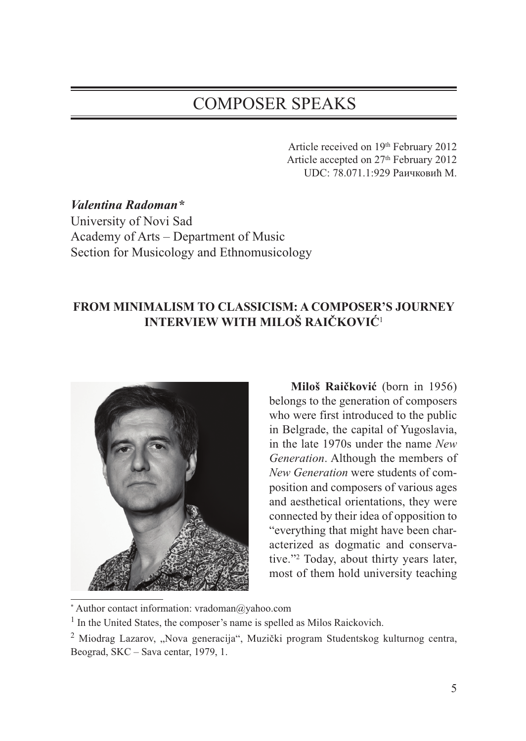# COMPOSER SPEAKS

Article received on 19th February 2012
Article accepted on 27th February 2012
UDC: 78.071.1:929 Раичковић М.

***Valentina Radoman****
University of Novi Sad
Academy of Arts – Department of Music
Section for Musicology and Ethnomusicology

## FROM MINIMALISM TO CLASSICISM: A COMPOSER'S JOURNEY INTERVIEW WITH MILOŠ RAIČKOVIĆ[1]

**Miloš Raičković** (born in 1956) belongs to the generation of composers who were first introduced to the public in Belgrade, the capital of Yugoslavia, in the late 1970s under the name *New Generation*. Although the members of *New Generation* were students of composition and composers of various ages and aesthetical orientations, they were connected by their idea of opposition to "everything that might have been characterized as dogmatic and conservative."[2] Today, about thirty years later, most of them hold university teaching

---

[*] Author contact information: vradoman@yahoo.com

[1] In the United States, the composer's name is spelled as Milos Raickovich.

[2] Miodrag Lazarov, „Nova generacija", Muzički program Studentskog kulturnog centra, Beograd, SKC – Sava centar, 1979, 1.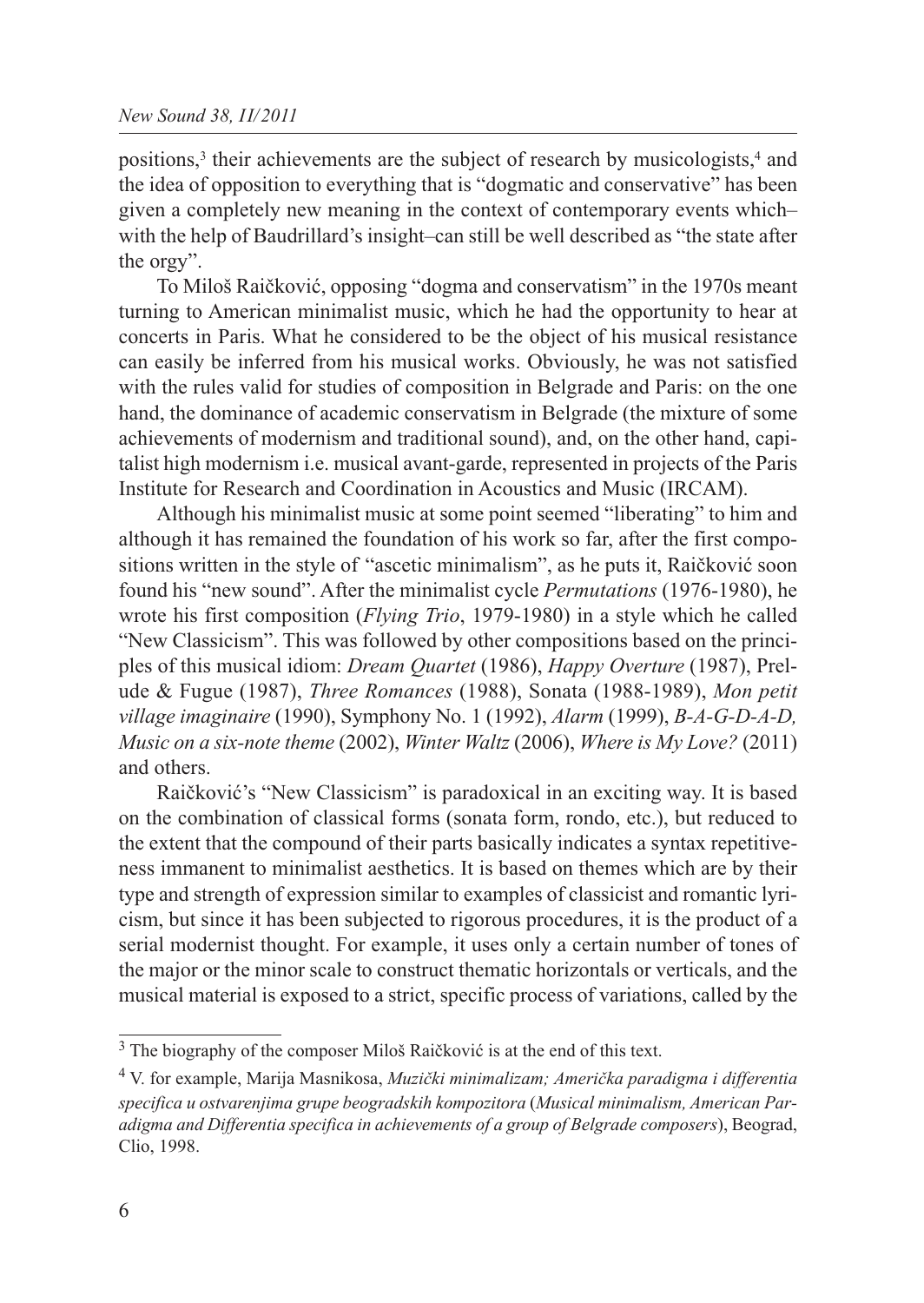positions,[3] their achievements are the subject of research by musicologists,[4] and the idea of opposition to everything that is "dogmatic and conservative" has been given a completely new meaning in the context of contemporary events which–with the help of Baudrillard's insight–can still be well described as "the state after the orgy".

To Miloš Raičković, opposing "dogma and conservatism" in the 1970s meant turning to American minimalist music, which he had the opportunity to hear at concerts in Paris. What he considered to be the object of his musical resistance can easily be inferred from his musical works. Obviously, he was not satisfied with the rules valid for studies of composition in Belgrade and Paris: on the one hand, the dominance of academic conservatism in Belgrade (the mixture of some achievements of modernism and traditional sound), and, on the other hand, capitalist high modernism i.e. musical avant-garde, represented in projects of the Paris Institute for Research and Coordination in Acoustics and Music (IRCAM).

Although his minimalist music at some point seemed "liberating" to him and although it has remained the foundation of his work so far, after the first compositions written in the style of "ascetic minimalism", as he puts it, Raičković soon found his "new sound". After the minimalist cycle *Permutations* (1976-1980), he wrote his first composition (*Flying Trio*, 1979-1980) in a style which he called "New Classicism". This was followed by other compositions based on the principles of this musical idiom: *Dream Quartet* (1986), *Happy Overture* (1987), Prelude & Fugue (1987), *Three Romances* (1988), Sonata (1988-1989), *Mon petit village imaginaire* (1990), Symphony No. 1 (1992), *Alarm* (1999), *B-A-G-D-A-D, Music on a six-note theme* (2002), *Winter Waltz* (2006), *Where is My Love?* (2011) and others.

Raičković's "New Classicism" is paradoxical in an exciting way. It is based on the combination of classical forms (sonata form, rondo, etc.), but reduced to the extent that the compound of their parts basically indicates a syntax repetitiveness immanent to minimalist aesthetics. It is based on themes which are by their type and strength of expression similar to examples of classicist and romantic lyricism, but since it has been subjected to rigorous procedures, it is the product of a serial modernist thought. For example, it uses only a certain number of tones of the major or the minor scale to construct thematic horizontals or verticals, and the musical material is exposed to a strict, specific process of variations, called by the

---

[3] The biography of the composer Miloš Raičković is at the end of this text.

[4] V. for example, Marija Masnikosa, *Muzički minimalizam; Američka paradigma i differentia specifica u ostvarenjima grupe beogradskih kompozitora* (*Musical minimalism, American Paradigma and Differentia specifica in achievements of a group of Belgrade composers*), Beograd, Clio, 1998.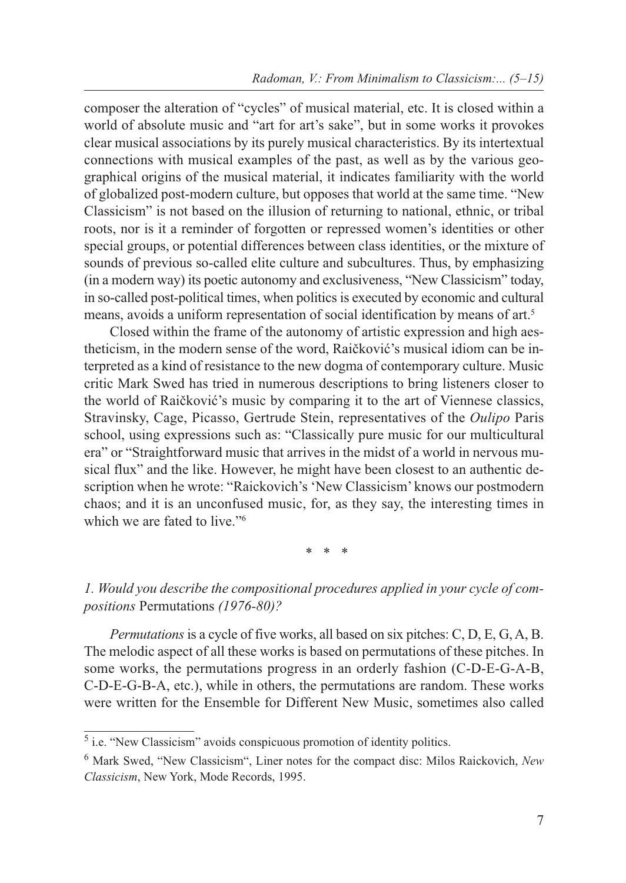composer the alteration of "cycles" of musical material, etc. It is closed within a world of absolute music and "art for art's sake", but in some works it provokes clear musical associations by its purely musical characteristics. By its intertextual connections with musical examples of the past, as well as by the various geographical origins of the musical material, it indicates familiarity with the world of globalized post-modern culture, but opposes that world at the same time. "New Classicism" is not based on the illusion of returning to national, ethnic, or tribal roots, nor is it a reminder of forgotten or repressed women's identities or other special groups, or potential differences between class identities, or the mixture of sounds of previous so-called elite culture and subcultures. Thus, by emphasizing (in a modern way) its poetic autonomy and exclusiveness, "New Classicism" today, in so-called post-political times, when politics is executed by economic and cultural means, avoids a uniform representation of social identification by means of art.[5]

Closed within the frame of the autonomy of artistic expression and high aestheticism, in the modern sense of the word, Raičković's musical idiom can be interpreted as a kind of resistance to the new dogma of contemporary culture. Music critic Mark Swed has tried in numerous descriptions to bring listeners closer to the world of Raičković's music by comparing it to the art of Viennese classics, Stravinsky, Cage, Picasso, Gertrude Stein, representatives of the *Oulipo* Paris school, using expressions such as: "Classically pure music for our multicultural era" or "Straightforward music that arrives in the midst of a world in nervous musical flux" and the like. However, he might have been closest to an authentic description when he wrote: "Raickovich's 'New Classicism' knows our postmodern chaos; and it is an unconfused music, for, as they say, the interesting times in which we are fated to live."[6]

\* \* \*

*1. Would you describe the compositional procedures applied in your cycle of compositions* Permutations *(1976-80)?*

*Permutations* is a cycle of five works, all based on six pitches: C, D, E, G, A, B. The melodic aspect of all these works is based on permutations of these pitches. In some works, the permutations progress in an orderly fashion (C-D-E-G-A-B, C-D-E-G-B-A, etc.), while in others, the permutations are random. These works were written for the Ensemble for Different New Music, sometimes also called

---

[5] i.e. "New Classicism" avoids conspicuous promotion of identity politics.

[6] Mark Swed, "New Classicism", Liner notes for the compact disc: Milos Raickovich, *New Classicism*, New York, Mode Records, 1995.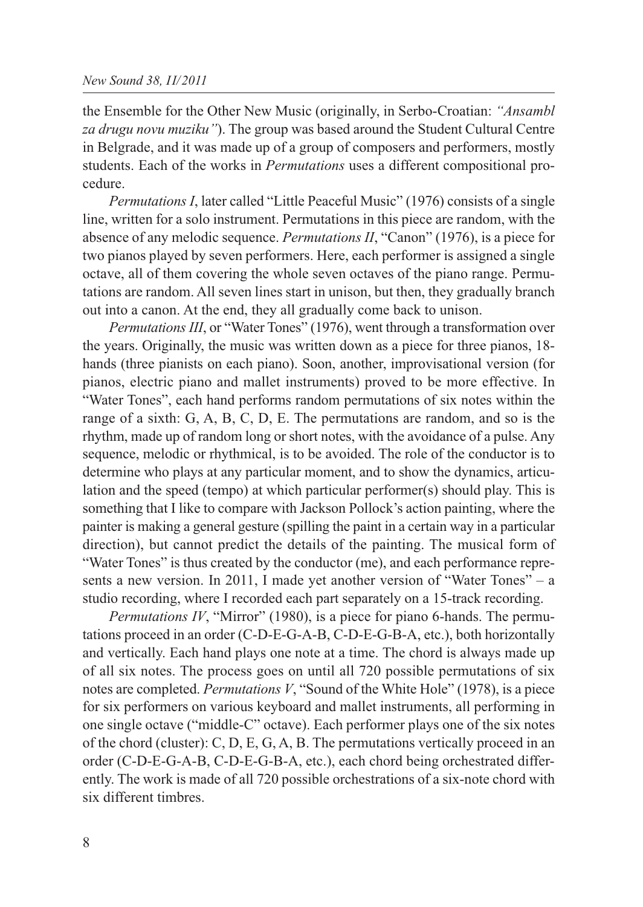the Ensemble for the Other New Music (originally, in Serbo-Croatian: *"Ansambl za drugu novu muziku"*). The group was based around the Student Cultural Centre in Belgrade, and it was made up of a group of composers and performers, mostly students. Each of the works in *Permutations* uses a different compositional procedure.

*Permutations I*, later called "Little Peaceful Music" (1976) consists of a single line, written for a solo instrument. Permutations in this piece are random, with the absence of any melodic sequence. *Permutations II*, "Canon" (1976), is a piece for two pianos played by seven performers. Here, each performer is assigned a single octave, all of them covering the whole seven octaves of the piano range. Permutations are random. All seven lines start in unison, but then, they gradually branch out into a canon. At the end, they all gradually come back to unison.

*Permutations III*, or "Water Tones" (1976), went through a transformation over the years. Originally, the music was written down as a piece for three pianos, 18-hands (three pianists on each piano). Soon, another, improvisational version (for pianos, electric piano and mallet instruments) proved to be more effective. In "Water Tones", each hand performs random permutations of six notes within the range of a sixth: G, A, B, C, D, E. The permutations are random, and so is the rhythm, made up of random long or short notes, with the avoidance of a pulse. Any sequence, melodic or rhythmical, is to be avoided. The role of the conductor is to determine who plays at any particular moment, and to show the dynamics, articulation and the speed (tempo) at which particular performer(s) should play. This is something that I like to compare with Jackson Pollock's action painting, where the painter is making a general gesture (spilling the paint in a certain way in a particular direction), but cannot predict the details of the painting. The musical form of "Water Tones" is thus created by the conductor (me), and each performance represents a new version. In 2011, I made yet another version of "Water Tones" – a studio recording, where I recorded each part separately on a 15-track recording.

*Permutations IV*, "Mirror" (1980), is a piece for piano 6-hands. The permutations proceed in an order (C-D-E-G-A-B, C-D-E-G-B-A, etc.), both horizontally and vertically. Each hand plays one note at a time. The chord is always made up of all six notes. The process goes on until all 720 possible permutations of six notes are completed. *Permutations V*, "Sound of the White Hole" (1978), is a piece for six performers on various keyboard and mallet instruments, all performing in one single octave ("middle-C" octave). Each performer plays one of the six notes of the chord (cluster): C, D, E, G, A, B. The permutations vertically proceed in an order (C-D-E-G-A-B, C-D-E-G-B-A, etc.), each chord being orchestrated differently. The work is made of all 720 possible orchestrations of a six-note chord with six different timbres.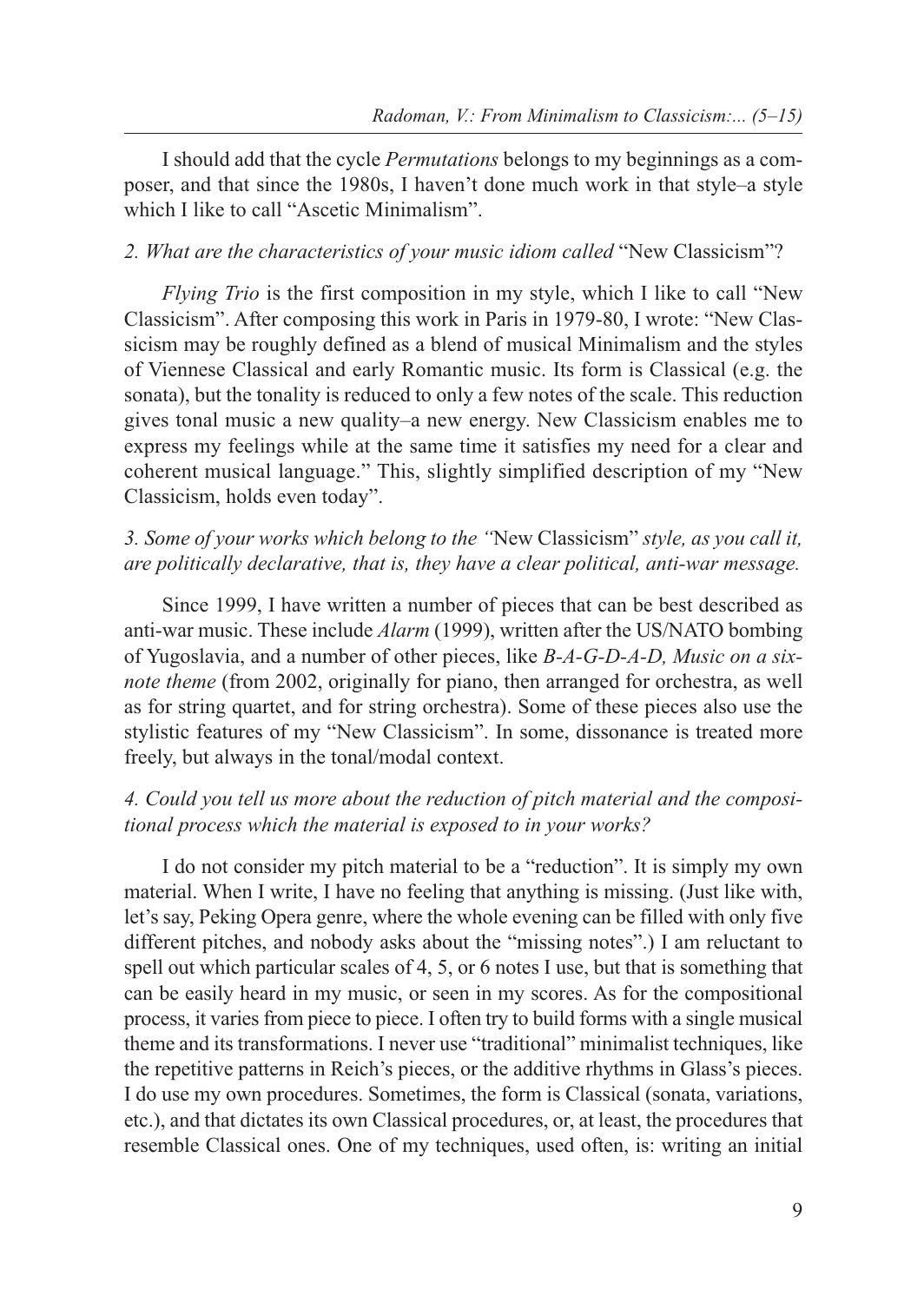I should add that the cycle *Permutations* belongs to my beginnings as a composer, and that since the 1980s, I haven't done much work in that style–a style which I like to call "Ascetic Minimalism".

*2. What are the characteristics of your music idiom called* "New Classicism"?

*Flying Trio* is the first composition in my style, which I like to call "New Classicism". After composing this work in Paris in 1979-80, I wrote: "New Classicism may be roughly defined as a blend of musical Minimalism and the styles of Viennese Classical and early Romantic music. Its form is Classical (e.g. the sonata), but the tonality is reduced to only a few notes of the scale. This reduction gives tonal music a new quality–a new energy. New Classicism enables me to express my feelings while at the same time it satisfies my need for a clear and coherent musical language." This, slightly simplified description of my "New Classicism, holds even today".

*3. Some of your works which belong to the "*New Classicism" *style, as you call it, are politically declarative, that is, they have a clear political, anti-war message.*

Since 1999, I have written a number of pieces that can be best described as anti-war music. These include *Alarm* (1999), written after the US/NATO bombing of Yugoslavia, and a number of other pieces, like *B-A-G-D-A-D, Music on a six-note theme* (from 2002, originally for piano, then arranged for orchestra, as well as for string quartet, and for string orchestra). Some of these pieces also use the stylistic features of my "New Classicism". In some, dissonance is treated more freely, but always in the tonal/modal context.

*4. Could you tell us more about the reduction of pitch material and the compositional process which the material is exposed to in your works?*

I do not consider my pitch material to be a "reduction". It is simply my own material. When I write, I have no feeling that anything is missing. (Just like with, let's say, Peking Opera genre, where the whole evening can be filled with only five different pitches, and nobody asks about the "missing notes".) I am reluctant to spell out which particular scales of 4, 5, or 6 notes I use, but that is something that can be easily heard in my music, or seen in my scores. As for the compositional process, it varies from piece to piece. I often try to build forms with a single musical theme and its transformations. I never use "traditional" minimalist techniques, like the repetitive patterns in Reich's pieces, or the additive rhythms in Glass's pieces. I do use my own procedures. Sometimes, the form is Classical (sonata, variations, etc.), and that dictates its own Classical procedures, or, at least, the procedures that resemble Classical ones. One of my techniques, used often, is: writing an initial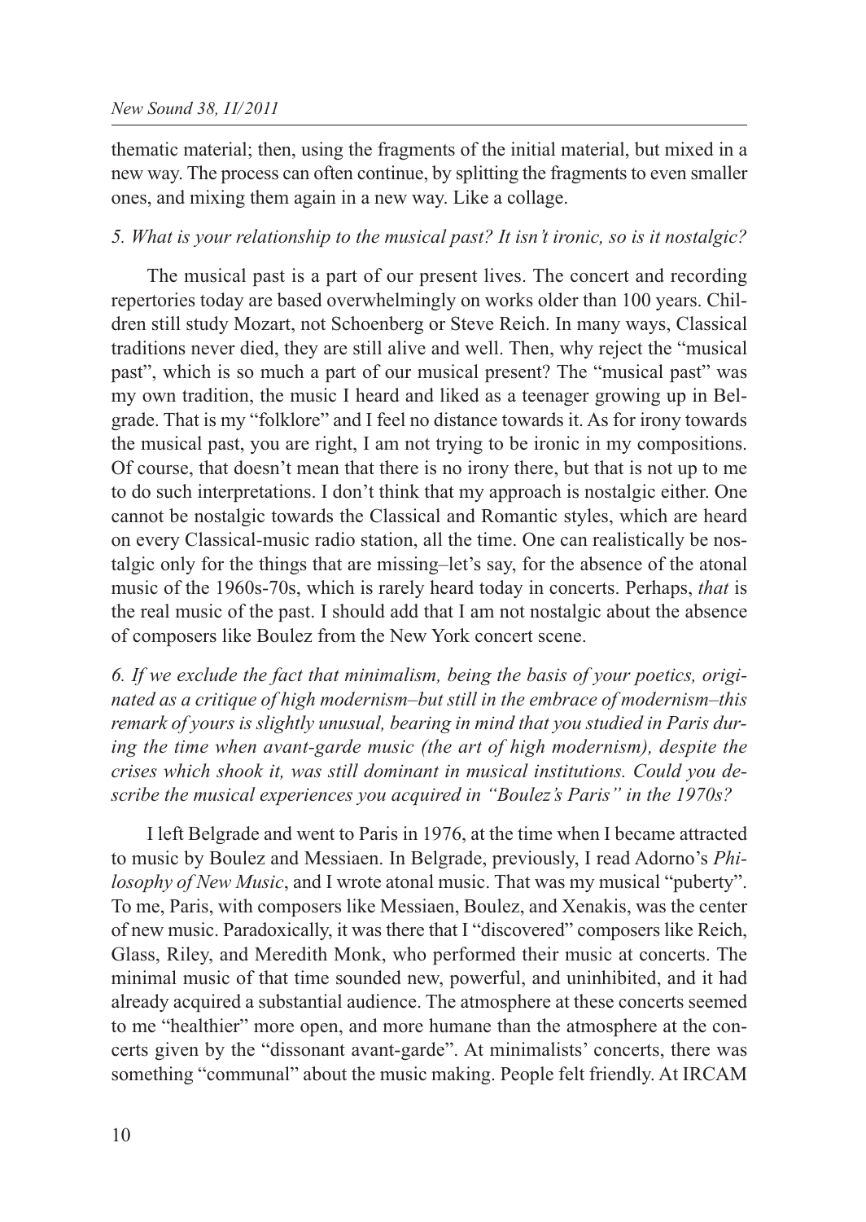thematic material; then, using the fragments of the initial material, but mixed in a new way. The process can often continue, by splitting the fragments to even smaller ones, and mixing them again in a new way. Like a collage.

*5. What is your relationship to the musical past? It isn't ironic, so is it nostalgic?*

The musical past is a part of our present lives. The concert and recording repertories today are based overwhelmingly on works older than 100 years. Children still study Mozart, not Schoenberg or Steve Reich. In many ways, Classical traditions never died, they are still alive and well. Then, why reject the "musical past", which is so much a part of our musical present? The "musical past" was my own tradition, the music I heard and liked as a teenager growing up in Belgrade. That is my "folklore" and I feel no distance towards it. As for irony towards the musical past, you are right, I am not trying to be ironic in my compositions. Of course, that doesn't mean that there is no irony there, but that is not up to me to do such interpretations. I don't think that my approach is nostalgic either. One cannot be nostalgic towards the Classical and Romantic styles, which are heard on every Classical-music radio station, all the time. One can realistically be nostalgic only for the things that are missing–let's say, for the absence of the atonal music of the 1960s-70s, which is rarely heard today in concerts. Perhaps, *that* is the real music of the past. I should add that I am not nostalgic about the absence of composers like Boulez from the New York concert scene.

*6. If we exclude the fact that minimalism, being the basis of your poetics, originated as a critique of high modernism–but still in the embrace of modernism–this remark of yours is slightly unusual, bearing in mind that you studied in Paris during the time when avant-garde music (the art of high modernism), despite the crises which shook it, was still dominant in musical institutions. Could you describe the musical experiences you acquired in "Boulez's Paris" in the 1970s?*

I left Belgrade and went to Paris in 1976, at the time when I became attracted to music by Boulez and Messiaen. In Belgrade, previously, I read Adorno's *Philosophy of New Music*, and I wrote atonal music. That was my musical "puberty". To me, Paris, with composers like Messiaen, Boulez, and Xenakis, was the center of new music. Paradoxically, it was there that I "discovered" composers like Reich, Glass, Riley, and Meredith Monk, who performed their music at concerts. The minimal music of that time sounded new, powerful, and uninhibited, and it had already acquired a substantial audience. The atmosphere at these concerts seemed to me "healthier" more open, and more humane than the atmosphere at the concerts given by the "dissonant avant-garde". At minimalists' concerts, there was something "communal" about the music making. People felt friendly. At IRCAM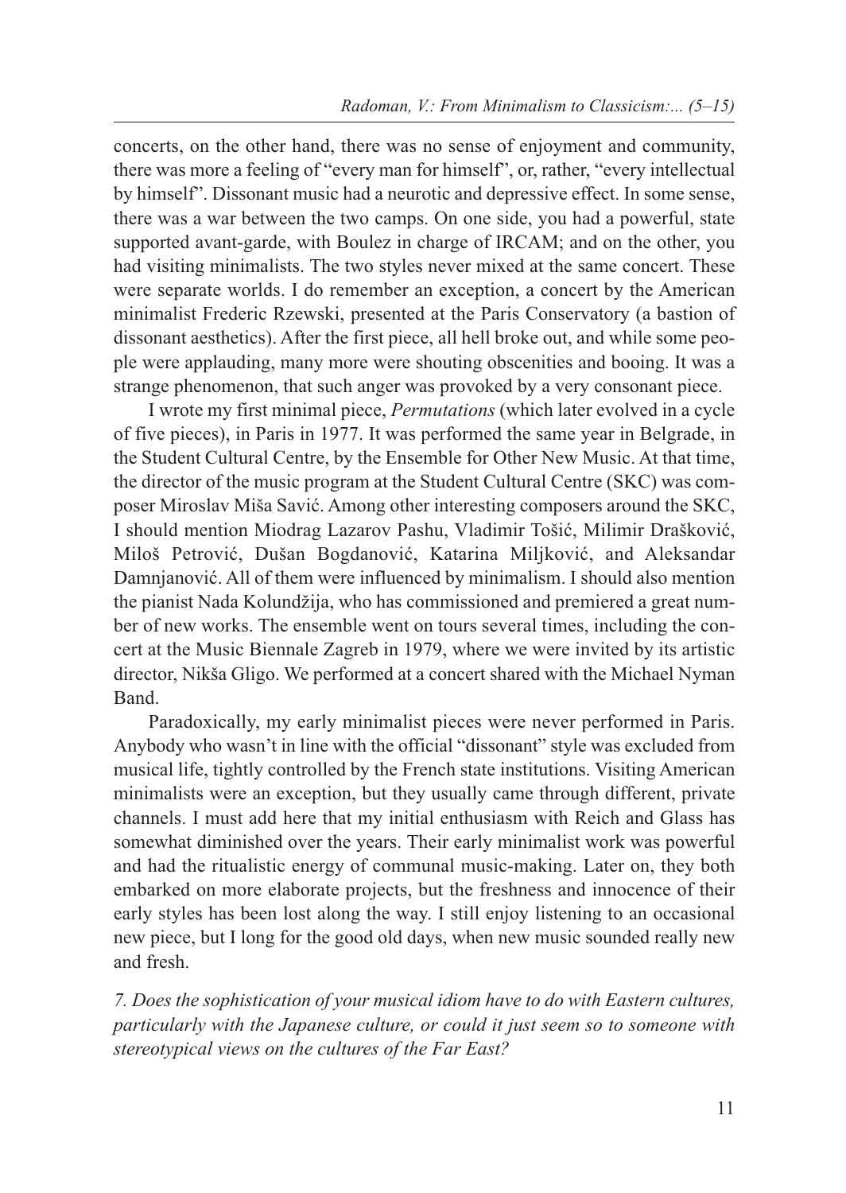concerts, on the other hand, there was no sense of enjoyment and community, there was more a feeling of "every man for himself", or, rather, "every intellectual by himself". Dissonant music had a neurotic and depressive effect. In some sense, there was a war between the two camps. On one side, you had a powerful, state supported avant-garde, with Boulez in charge of IRCAM; and on the other, you had visiting minimalists. The two styles never mixed at the same concert. These were separate worlds. I do remember an exception, a concert by the American minimalist Frederic Rzewski, presented at the Paris Conservatory (a bastion of dissonant aesthetics). After the first piece, all hell broke out, and while some people were applauding, many more were shouting obscenities and booing. It was a strange phenomenon, that such anger was provoked by a very consonant piece.

I wrote my first minimal piece, *Permutations* (which later evolved in a cycle of five pieces), in Paris in 1977. It was performed the same year in Belgrade, in the Student Cultural Centre, by the Ensemble for Other New Music. At that time, the director of the music program at the Student Cultural Centre (SKC) was composer Miroslav Miša Savić. Among other interesting composers around the SKC, I should mention Miodrag Lazarov Pashu, Vladimir Tošić, Milimir Drašković, Miloš Petrović, Dušan Bogdanović, Katarina Miljković, and Aleksandar Damnjanović. All of them were influenced by minimalism. I should also mention the pianist Nada Kolundžija, who has commissioned and premiered a great number of new works. The ensemble went on tours several times, including the concert at the Music Biennale Zagreb in 1979, where we were invited by its artistic director, Nikša Gligo. We performed at a concert shared with the Michael Nyman Band.

Paradoxically, my early minimalist pieces were never performed in Paris. Anybody who wasn't in line with the official "dissonant" style was excluded from musical life, tightly controlled by the French state institutions. Visiting American minimalists were an exception, but they usually came through different, private channels. I must add here that my initial enthusiasm with Reich and Glass has somewhat diminished over the years. Their early minimalist work was powerful and had the ritualistic energy of communal music-making. Later on, they both embarked on more elaborate projects, but the freshness and innocence of their early styles has been lost along the way. I still enjoy listening to an occasional new piece, but I long for the good old days, when new music sounded really new and fresh.

*7. Does the sophistication of your musical idiom have to do with Eastern cultures, particularly with the Japanese culture, or could it just seem so to someone with stereotypical views on the cultures of the Far East?*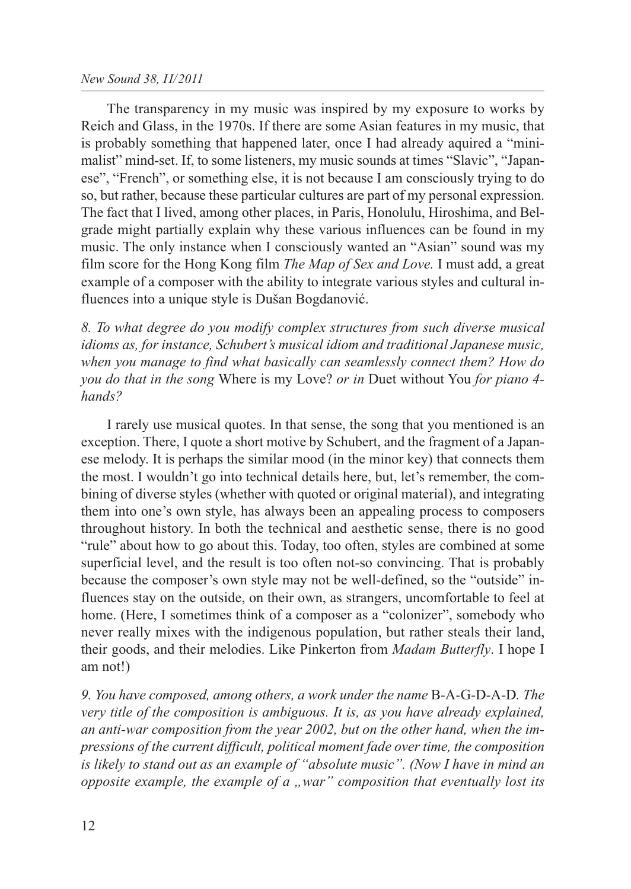The transparency in my music was inspired by my exposure to works by Reich and Glass, in the 1970s. If there are some Asian features in my music, that is probably something that happened later, once I had already aquired a "minimalist" mind-set. If, to some listeners, my music sounds at times "Slavic", "Japanese", "French", or something else, it is not because I am consciously trying to do so, but rather, because these particular cultures are part of my personal expression. The fact that I lived, among other places, in Paris, Honolulu, Hiroshima, and Belgrade might partially explain why these various influences can be found in my music. The only instance when I consciously wanted an "Asian" sound was my film score for the Hong Kong film *The Map of Sex and Love.* I must add, a great example of a composer with the ability to integrate various styles and cultural influences into a unique style is Dušan Bogdanović.

*8. To what degree do you modify complex structures from such diverse musical idioms as, for instance, Schubert's musical idiom and traditional Japanese music, when you manage to find what basically can seamlessly connect them? How do you do that in the song* Where is my Love? *or in* Duet without You *for piano 4-hands?*

I rarely use musical quotes. In that sense, the song that you mentioned is an exception. There, I quote a short motive by Schubert, and the fragment of a Japanese melody. It is perhaps the similar mood (in the minor key) that connects them the most. I wouldn't go into technical details here, but, let's remember, the combining of diverse styles (whether with quoted or original material), and integrating them into one's own style, has always been an appealing process to composers throughout history. In both the technical and aesthetic sense, there is no good "rule" about how to go about this. Today, too often, styles are combined at some superficial level, and the result is too often not-so convincing. That is probably because the composer's own style may not be well-defined, so the "outside" influences stay on the outside, on their own, as strangers, uncomfortable to feel at home. (Here, I sometimes think of a composer as a "colonizer", somebody who never really mixes with the indigenous population, but rather steals their land, their goods, and their melodies. Like Pinkerton from *Madam Butterfly*. I hope I am not!)

*9. You have composed, among others, a work under the name* B-A-G-D-A-D*. The very title of the composition is ambiguous. It is, as you have already explained, an anti-war composition from the year 2002, but on the other hand, when the impressions of the current difficult, political moment fade over time, the composition is likely to stand out as an example of "absolute music". (Now I have in mind an opposite example, the example of a „war" composition that eventually lost its*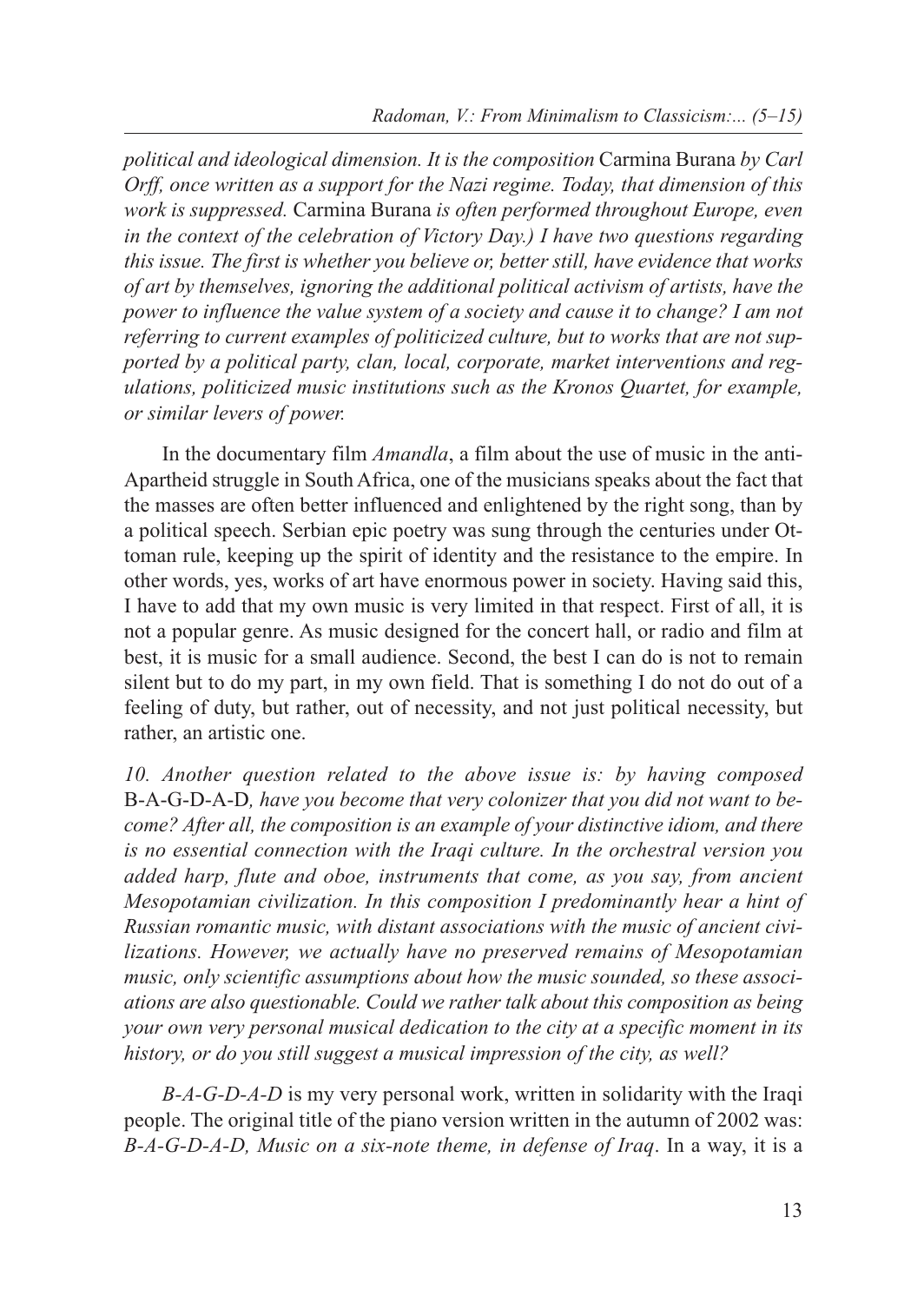*political and ideological dimension. It is the composition* Carmina Burana *by Carl Orff, once written as a support for the Nazi regime. Today, that dimension of this work is suppressed.* Carmina Burana *is often performed throughout Europe, even in the context of the celebration of Victory Day.) I have two questions regarding this issue. The first is whether you believe or, better still, have evidence that works of art by themselves, ignoring the additional political activism of artists, have the power to influence the value system of a society and cause it to change? I am not referring to current examples of politicized culture, but to works that are not supported by a political party, clan, local, corporate, market interventions and regulations, politicized music institutions such as the Kronos Quartet, for example, or similar levers of power.*

In the documentary film *Amandla*, a film about the use of music in the anti-Apartheid struggle in South Africa, one of the musicians speaks about the fact that the masses are often better influenced and enlightened by the right song, than by a political speech. Serbian epic poetry was sung through the centuries under Ottoman rule, keeping up the spirit of identity and the resistance to the empire. In other words, yes, works of art have enormous power in society. Having said this, I have to add that my own music is very limited in that respect. First of all, it is not a popular genre. As music designed for the concert hall, or radio and film at best, it is music for a small audience. Second, the best I can do is not to remain silent but to do my part, in my own field. That is something I do not do out of a feeling of duty, but rather, out of necessity, and not just political necessity, but rather, an artistic one.

*10. Another question related to the above issue is: by having composed* B-A-G-D-A-D*, have you become that very colonizer that you did not want to become? After all, the composition is an example of your distinctive idiom, and there is no essential connection with the Iraqi culture. In the orchestral version you added harp, flute and oboe, instruments that come, as you say, from ancient Mesopotamian civilization. In this composition I predominantly hear a hint of Russian romantic music, with distant associations with the music of ancient civilizations. However, we actually have no preserved remains of Mesopotamian music, only scientific assumptions about how the music sounded, so these associations are also questionable. Could we rather talk about this composition as being your own very personal musical dedication to the city at a specific moment in its history, or do you still suggest a musical impression of the city, as well?*

*B-A-G-D-A-D* is my very personal work, written in solidarity with the Iraqi people. The original title of the piano version written in the autumn of 2002 was: *B-A-G-D-A-D, Music on a six-note theme, in defense of Iraq*. In a way, it is a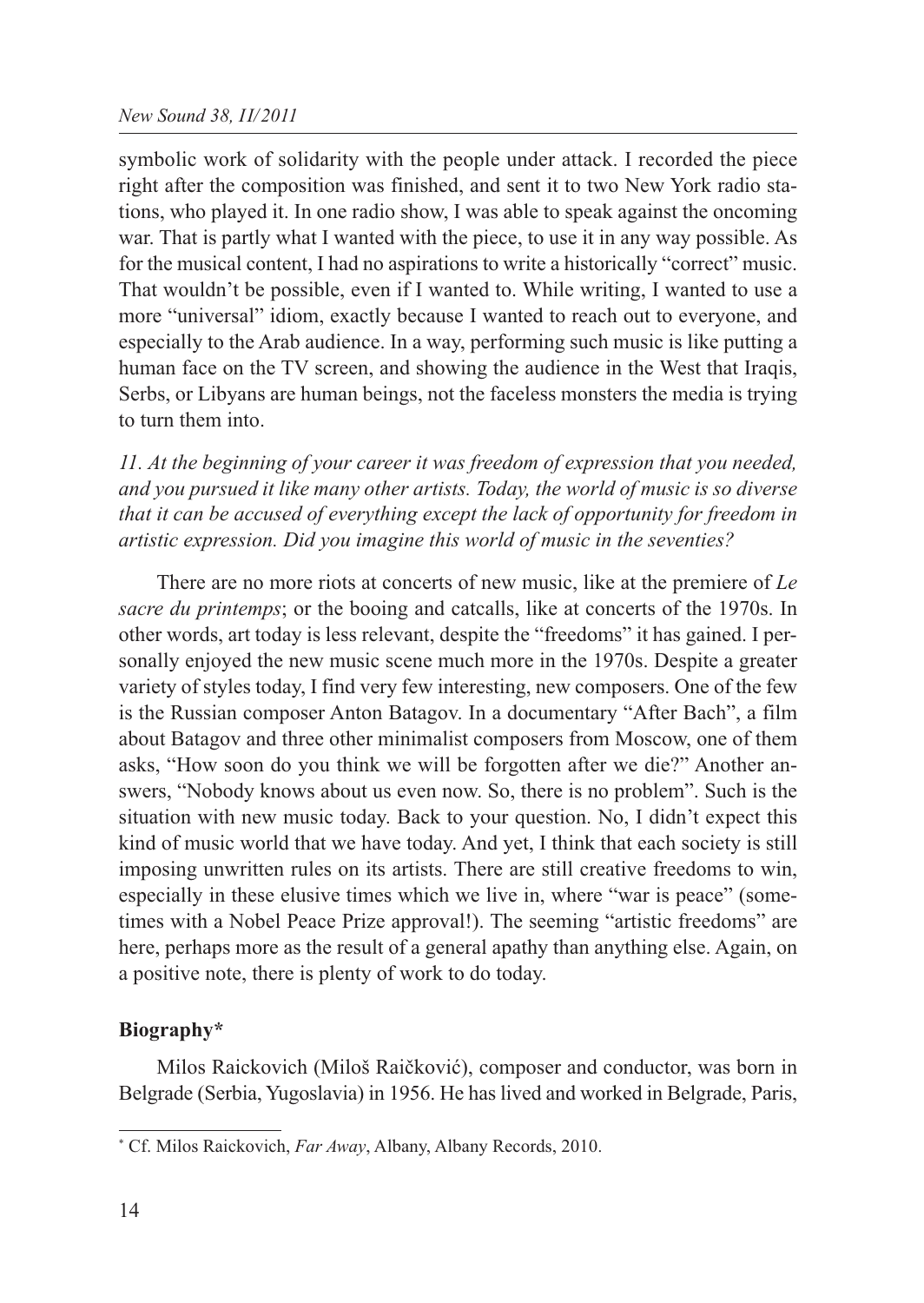symbolic work of solidarity with the people under attack. I recorded the piece right after the composition was finished, and sent it to two New York radio stations, who played it. In one radio show, I was able to speak against the oncoming war. That is partly what I wanted with the piece, to use it in any way possible. As for the musical content, I had no aspirations to write a historically "correct" music. That wouldn't be possible, even if I wanted to. While writing, I wanted to use a more "universal" idiom, exactly because I wanted to reach out to everyone, and especially to the Arab audience. In a way, performing such music is like putting a human face on the TV screen, and showing the audience in the West that Iraqis, Serbs, or Libyans are human beings, not the faceless monsters the media is trying to turn them into.

*11. At the beginning of your career it was freedom of expression that you needed, and you pursued it like many other artists. Today, the world of music is so diverse that it can be accused of everything except the lack of opportunity for freedom in artistic expression. Did you imagine this world of music in the seventies?*

There are no more riots at concerts of new music, like at the premiere of *Le sacre du printemps*; or the booing and catcalls, like at concerts of the 1970s. In other words, art today is less relevant, despite the "freedoms" it has gained. I personally enjoyed the new music scene much more in the 1970s. Despite a greater variety of styles today, I find very few interesting, new composers. One of the few is the Russian composer Anton Batagov. In a documentary "After Bach", a film about Batagov and three other minimalist composers from Moscow, one of them asks, "How soon do you think we will be forgotten after we die?" Another answers, "Nobody knows about us even now. So, there is no problem". Such is the situation with new music today. Back to your question. No, I didn't expect this kind of music world that we have today. And yet, I think that each society is still imposing unwritten rules on its artists. There are still creative freedoms to win, especially in these elusive times which we live in, where "war is peace" (sometimes with a Nobel Peace Prize approval!). The seeming "artistic freedoms" are here, perhaps more as the result of a general apathy than anything else. Again, on a positive note, there is plenty of work to do today.

**Biography***

Milos Raickovich (Miloš Raičković), composer and conductor, was born in Belgrade (Serbia, Yugoslavia) in 1956. He has lived and worked in Belgrade, Paris,

* Cf. Milos Raickovich, *Far Away*, Albany, Albany Records, 2010.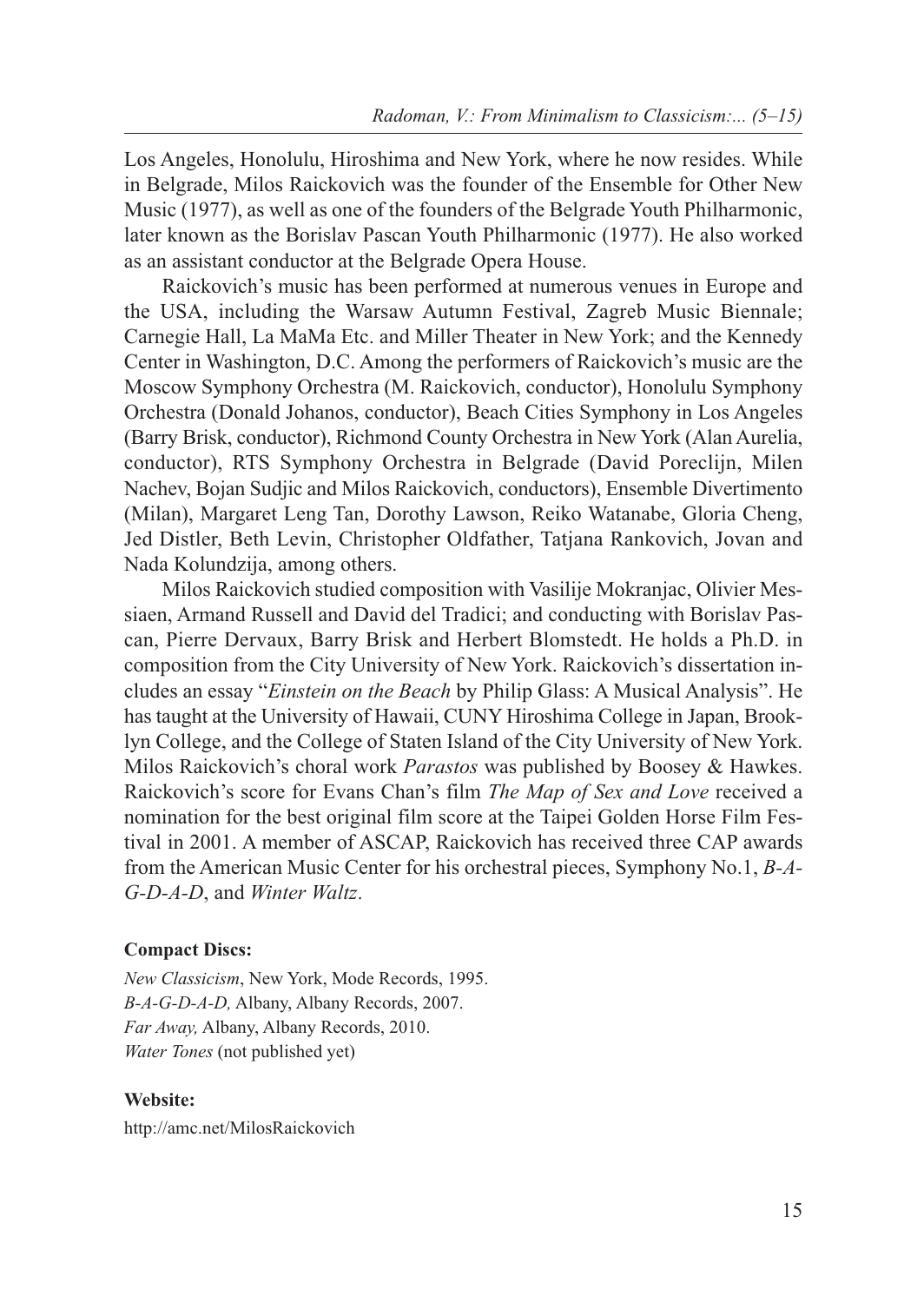Los Angeles, Honolulu, Hiroshima and New York, where he now resides. While in Belgrade, Milos Raickovich was the founder of the Ensemble for Other New Music (1977), as well as one of the founders of the Belgrade Youth Philharmonic, later known as the Borislav Pascan Youth Philharmonic (1977). He also worked as an assistant conductor at the Belgrade Opera House.

Raickovich's music has been performed at numerous venues in Europe and the USA, including the Warsaw Autumn Festival, Zagreb Music Biennale; Carnegie Hall, La MaMa Etc. and Miller Theater in New York; and the Kennedy Center in Washington, D.C. Among the performers of Raickovich's music are the Moscow Symphony Orchestra (M. Raickovich, conductor), Honolulu Symphony Orchestra (Donald Johanos, conductor), Beach Cities Symphony in Los Angeles (Barry Brisk, conductor), Richmond County Orchestra in New York (Alan Aurelia, conductor), RTS Symphony Orchestra in Belgrade (David Poreclijn, Milen Nachev, Bojan Sudjic and Milos Raickovich, conductors), Ensemble Divertimento (Milan), Margaret Leng Tan, Dorothy Lawson, Reiko Watanabe, Gloria Cheng, Jed Distler, Beth Levin, Christopher Oldfather, Tatjana Rankovich, Jovan and Nada Kolundzija, among others.

Milos Raickovich studied composition with Vasilije Mokranjac, Olivier Messiaen, Armand Russell and David del Tradici; and conducting with Borislav Pascan, Pierre Dervaux, Barry Brisk and Herbert Blomstedt. He holds a Ph.D. in composition from the City University of New York. Raickovich's dissertation includes an essay "*Einstein on the Beach* by Philip Glass: A Musical Analysis". He has taught at the University of Hawaii, CUNY Hiroshima College in Japan, Brooklyn College, and the College of Staten Island of the City University of New York. Milos Raickovich's choral work *Parastos* was published by Boosey & Hawkes. Raickovich's score for Evans Chan's film *The Map of Sex and Love* received a nomination for the best original film score at the Taipei Golden Horse Film Festival in 2001. A member of ASCAP, Raickovich has received three CAP awards from the American Music Center for his orchestral pieces, Symphony No.1, *B-A-G-D-A-D*, and *Winter Waltz*.

**Compact Discs:**

*New Classicism*, New York, Mode Records, 1995.
*B-A-G-D-A-D,* Albany, Albany Records, 2007.
*Far Away,* Albany, Albany Records, 2010.
*Water Tones* (not published yet)

**Website:**

http://amc.net/MilosRaickovich